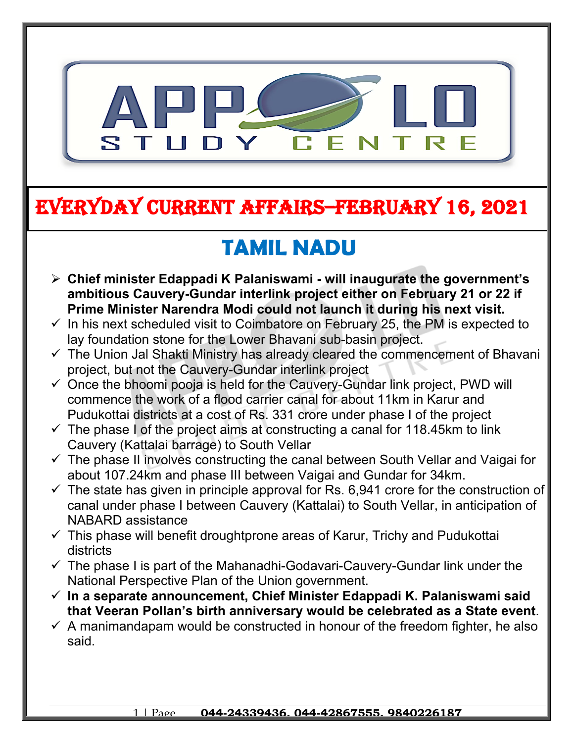# EVERYDAY CURRENT AFFAIRS–FEBRUARY 16, 2021

## TAMIL NADU

- **Chief minister Edappadi K Palaniswami - will inaugurate the government's ambitious Cauvery-Gundar interlink project either on February 21 or 22 if Prime Minister Narendra Modi could not launch it during his next visit.**
- ✓ In his next scheduled visit to Coimbatore on February 25, the PM is expected to lay foundation stone for the Lower Bhavani sub-basin project.
- ✓ The Union Jal Shakti Ministry has already cleared the commencement of Bhavani project, but not the Cauvery-Gundar interlink project
- ✓ Once the bhoomi pooja is held for the Cauvery-Gundar link project, PWD will commence the work of a flood carrier canal for about 11km in Karur and Pudukottai districts at a cost of Rs. 331 crore under phase I of the project
- ✓ The phase I of the project aims at constructing a canal for 118.45km to link Cauvery (Kattalai barrage) to South Vellar
- ✓ The phase II involves constructing the canal between South Vellar and Vaigai for about 107.24km and phase III between Vaigai and Gundar for 34km.
- ✓ The state has given in principle approval for Rs. 6,941 crore for the construction of canal under phase I between Cauvery (Kattalai) to South Vellar, in anticipation of NABARD assistance
- ✓ This phase will benefit droughtprone areas of Karur, Trichy and Pudukottai districts
- ✓ The phase I is part of the Mahanadhi-Godavari-Cauvery-Gundar link under the National Perspective Plan of the Union government.
- ✓ **In a separate announcement, Chief Minister Edappadi K. Palaniswami said that Veeran Pollan's birth anniversary would be celebrated as a State event**.
- ✓ A manimandapam would be constructed in honour of the freedom fighter, he also said.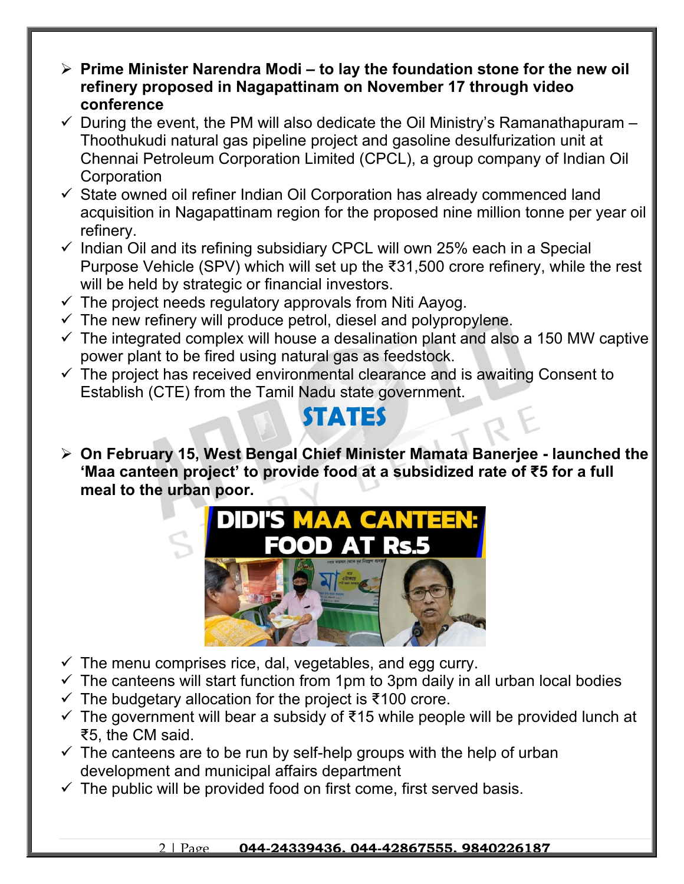- **Prime Minister Narendra Modi – to lay the foundation stone for the new oil refinery proposed in Nagapattinam on November 17 through video conference**
- During the event, the PM will also dedicate the Oil Ministry's Ramanathapuram – Thoothukudi natural gas pipeline project and gasoline desulfurization unit at Chennai Petroleum Corporation Limited (CPCL), a group company of Indian Oil Corporation
- State owned oil refiner Indian Oil Corporation has already commenced land acquisition in Nagapattinam region for the proposed nine million tonne per year oil refinery.
- Indian Oil and its refining subsidiary CPCL will own 25% each in a Special Purpose Vehicle (SPV) which will set up the ₹31,500 crore refinery, while the rest will be held by strategic or financial investors.
- The project needs regulatory approvals from Niti Aayog.
- The new refinery will produce petrol, diesel and polypropylene.
- The integrated complex will house a desalination plant and also a 150 MW captive power plant to be fired using natural gas as feedstock.
- The project has received environmental clearance and is awaiting Consent to Establish (CTE) from the Tamil Nadu state government.

# STATES

- **On February 15, West Bengal Chief Minister Mamata Banerjee - launched the 'Maa canteen project' to provide food at a subsidized rate of ₹5 for a full meal to the urban poor.**

DIDI'S MAA CANTEEN: FOOD AT Rs.5

- The menu comprises rice, dal, vegetables, and egg curry.
- The canteens will start function from 1pm to 3pm daily in all urban local bodies
- The budgetary allocation for the project is ₹100 crore.
- The government will bear a subsidy of ₹15 while people will be provided lunch at ₹5, the CM said.
- The canteens are to be run by self-help groups with the help of urban development and municipal affairs department
- The public will be provided food on first come, first served basis.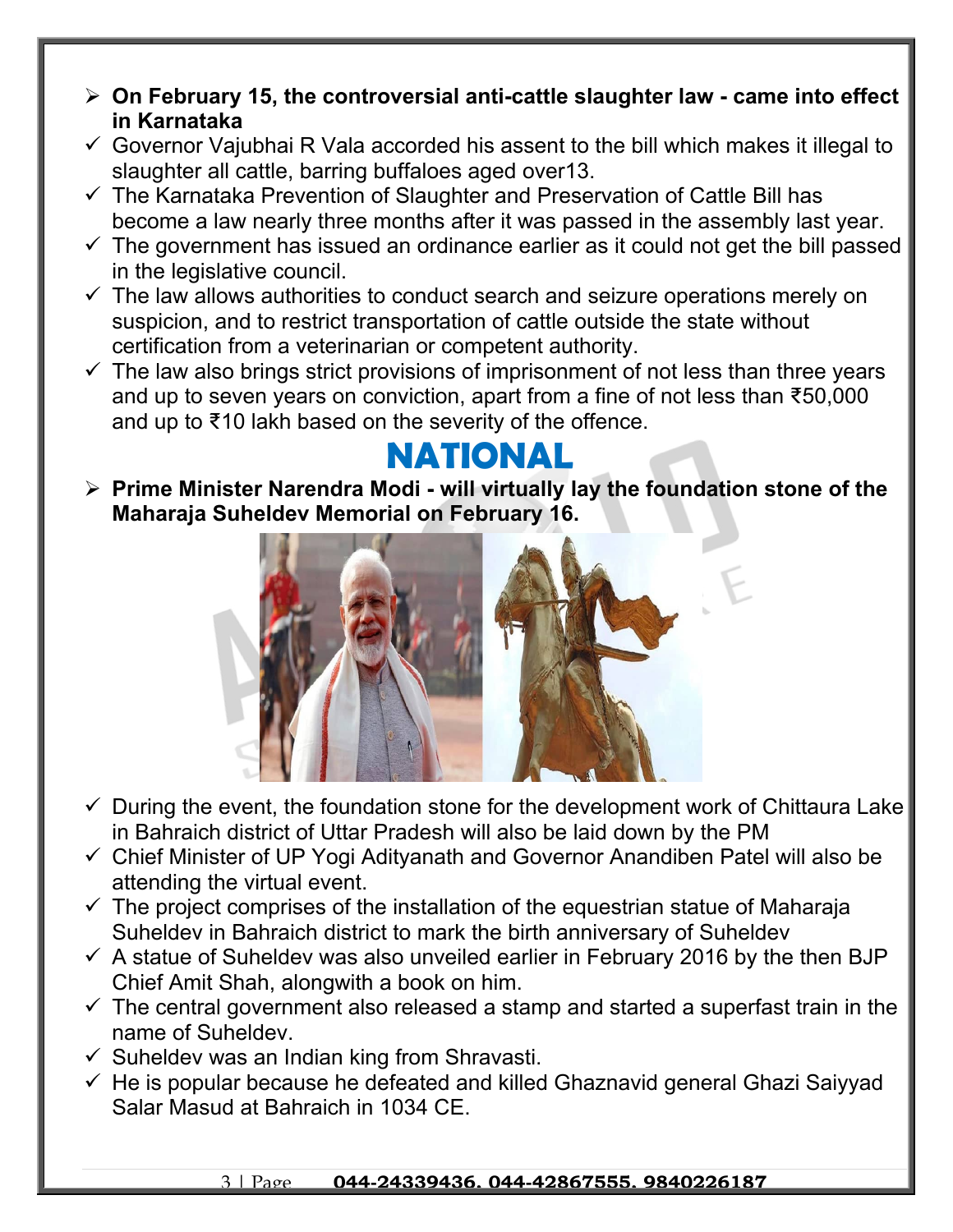- **On February 15, the controversial anti-cattle slaughter law - came into effect in Karnataka**
  - ✓ Governor Vajubhai R Vala accorded his assent to the bill which makes it illegal to slaughter all cattle, barring buffaloes aged over13.
  - ✓ The Karnataka Prevention of Slaughter and Preservation of Cattle Bill has become a law nearly three months after it was passed in the assembly last year.
  - ✓ The government has issued an ordinance earlier as it could not get the bill passed in the legislative council.
  - ✓ The law allows authorities to conduct search and seizure operations merely on suspicion, and to restrict transportation of cattle outside the state without certification from a veterinarian or competent authority.
  - ✓ The law also brings strict provisions of imprisonment of not less than three years and up to seven years on conviction, apart from a fine of not less than ₹50,000 and up to ₹10 lakh based on the severity of the offence.

# NATIONAL

- **Prime Minister Narendra Modi - will virtually lay the foundation stone of the Maharaja Suheldev Memorial on February 16.**
  - ✓ During the event, the foundation stone for the development work of Chittaura Lake in Bahraich district of Uttar Pradesh will also be laid down by the PM
  - ✓ Chief Minister of UP Yogi Adityanath and Governor Anandiben Patel will also be attending the virtual event.
  - ✓ The project comprises of the installation of the equestrian statue of Maharaja Suheldev in Bahraich district to mark the birth anniversary of Suheldev
  - ✓ A statue of Suheldev was also unveiled earlier in February 2016 by the then BJP Chief Amit Shah, alongwith a book on him.
  - ✓ The central government also released a stamp and started a superfast train in the name of Suheldev.
  - ✓ Suheldev was an Indian king from Shravasti.
  - ✓ He is popular because he defeated and killed Ghaznavid general Ghazi Saiyyad Salar Masud at Bahraich in 1034 CE.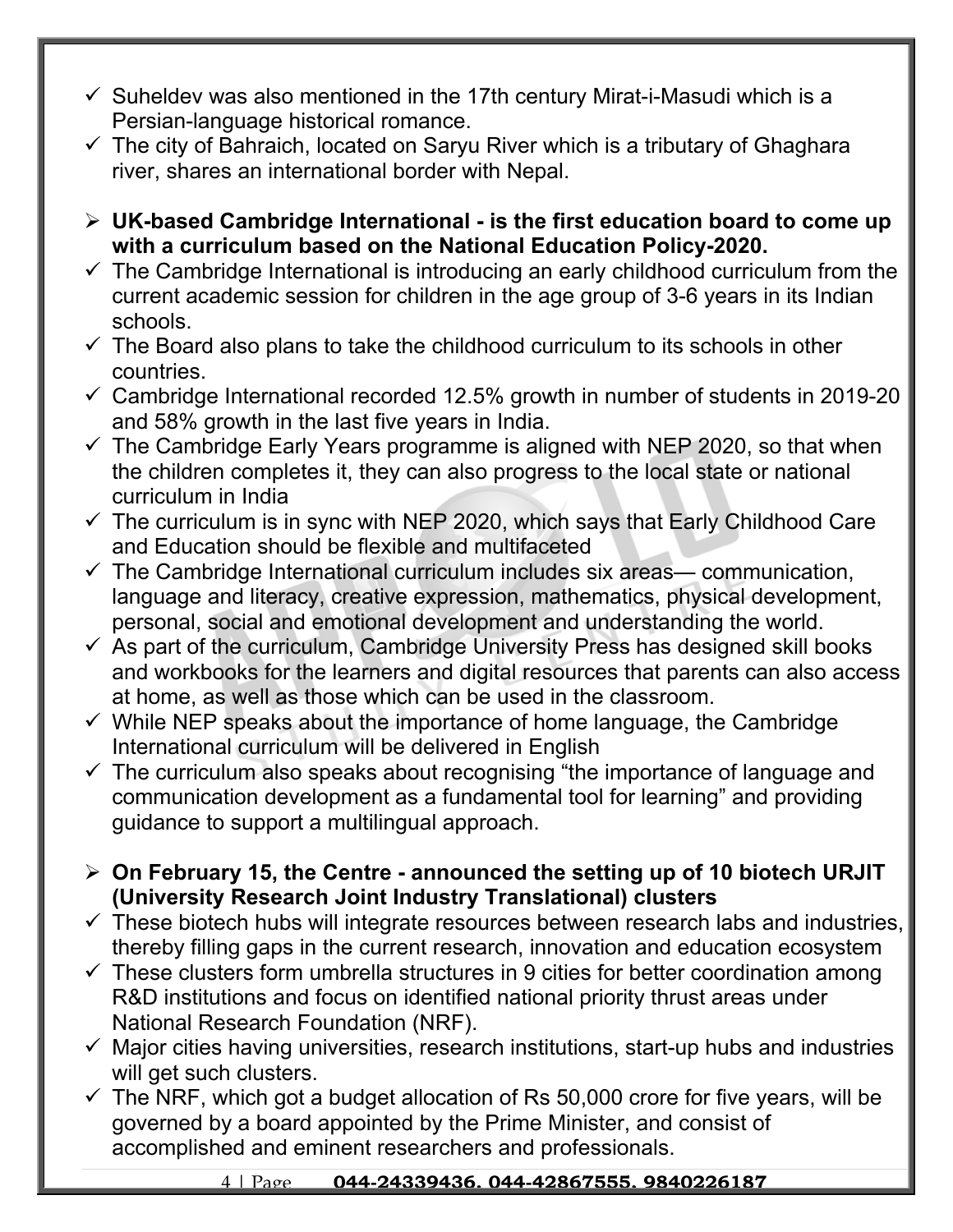- ✓ Suheldev was also mentioned in the 17th century Mirat-i-Masudi which is a Persian-language historical romance.
- ✓ The city of Bahraich, located on Saryu River which is a tributary of Ghaghara river, shares an international border with Nepal.

- ➢ **UK-based Cambridge International - is the first education board to come up with a curriculum based on the National Education Policy-2020.**
- ✓ The Cambridge International is introducing an early childhood curriculum from the current academic session for children in the age group of 3-6 years in its Indian schools.
- ✓ The Board also plans to take the childhood curriculum to its schools in other countries.
- ✓ Cambridge International recorded 12.5% growth in number of students in 2019-20 and 58% growth in the last five years in India.
- ✓ The Cambridge Early Years programme is aligned with NEP 2020, so that when the children completes it, they can also progress to the local state or national curriculum in India
- ✓ The curriculum is in sync with NEP 2020, which says that Early Childhood Care and Education should be flexible and multifaceted
- ✓ The Cambridge International curriculum includes six areas— communication, language and literacy, creative expression, mathematics, physical development, personal, social and emotional development and understanding the world.
- ✓ As part of the curriculum, Cambridge University Press has designed skill books and workbooks for the learners and digital resources that parents can also access at home, as well as those which can be used in the classroom.
- ✓ While NEP speaks about the importance of home language, the Cambridge International curriculum will be delivered in English
- ✓ The curriculum also speaks about recognising "the importance of language and communication development as a fundamental tool for learning" and providing guidance to support a multilingual approach.

- ➢ **On February 15, the Centre - announced the setting up of 10 biotech URJIT (University Research Joint Industry Translational) clusters**
- ✓ These biotech hubs will integrate resources between research labs and industries, thereby filling gaps in the current research, innovation and education ecosystem
- ✓ These clusters form umbrella structures in 9 cities for better coordination among R&D institutions and focus on identified national priority thrust areas under National Research Foundation (NRF).
- ✓ Major cities having universities, research institutions, start-up hubs and industries will get such clusters.
- ✓ The NRF, which got a budget allocation of Rs 50,000 crore for five years, will be governed by a board appointed by the Prime Minister, and consist of accomplished and eminent researchers and professionals.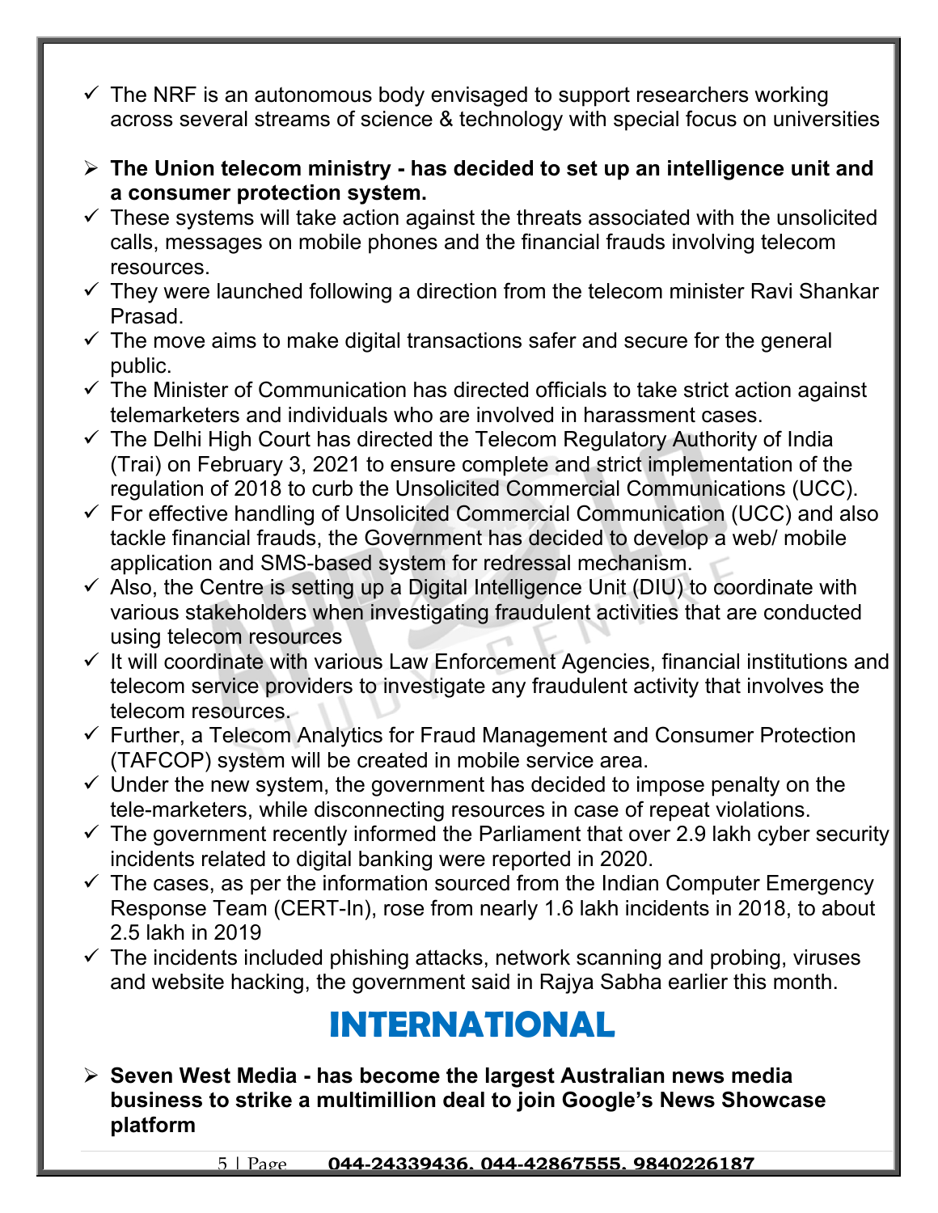- ✓ The NRF is an autonomous body envisaged to support researchers working across several streams of science & technology with special focus on universities

- ➢ **The Union telecom ministry - has decided to set up an intelligence unit and a consumer protection system.**
- ✓ These systems will take action against the threats associated with the unsolicited calls, messages on mobile phones and the financial frauds involving telecom resources.
- ✓ They were launched following a direction from the telecom minister Ravi Shankar Prasad.
- ✓ The move aims to make digital transactions safer and secure for the general public.
- ✓ The Minister of Communication has directed officials to take strict action against telemarketers and individuals who are involved in harassment cases.
- ✓ The Delhi High Court has directed the Telecom Regulatory Authority of India (Trai) on February 3, 2021 to ensure complete and strict implementation of the regulation of 2018 to curb the Unsolicited Commercial Communications (UCC).
- ✓ For effective handling of Unsolicited Commercial Communication (UCC) and also tackle financial frauds, the Government has decided to develop a web/ mobile application and SMS-based system for redressal mechanism.
- ✓ Also, the Centre is setting up a Digital Intelligence Unit (DIU) to coordinate with various stakeholders when investigating fraudulent activities that are conducted using telecom resources
- ✓ It will coordinate with various Law Enforcement Agencies, financial institutions and telecom service providers to investigate any fraudulent activity that involves the telecom resources.
- ✓ Further, a Telecom Analytics for Fraud Management and Consumer Protection (TAFCOP) system will be created in mobile service area.
- ✓ Under the new system, the government has decided to impose penalty on the tele-marketers, while disconnecting resources in case of repeat violations.
- ✓ The government recently informed the Parliament that over 2.9 lakh cyber security incidents related to digital banking were reported in 2020.
- ✓ The cases, as per the information sourced from the Indian Computer Emergency Response Team (CERT-In), rose from nearly 1.6 lakh incidents in 2018, to about 2.5 lakh in 2019
- ✓ The incidents included phishing attacks, network scanning and probing, viruses and website hacking, the government said in Rajya Sabha earlier this month.

# INTERNATIONAL

- ➢ **Seven West Media - has become the largest Australian news media business to strike a multimillion deal to join Google's News Showcase platform**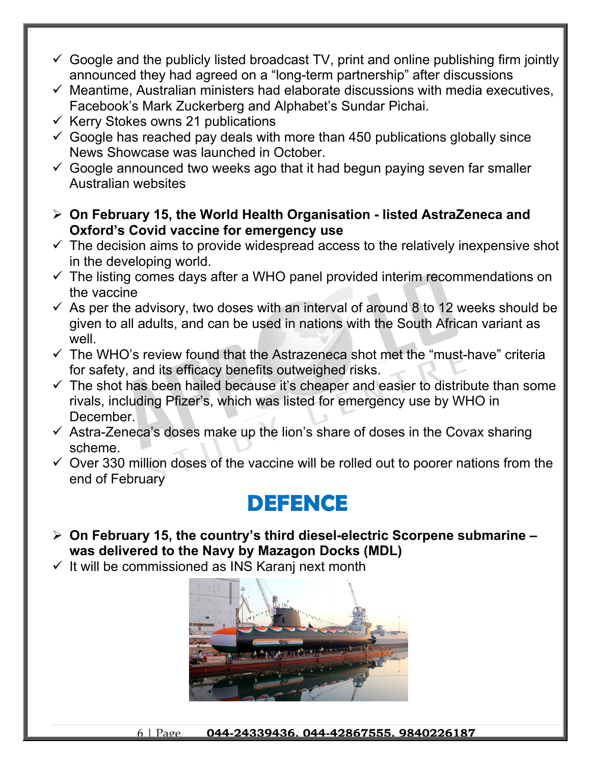- ✓ Google and the publicly listed broadcast TV, print and online publishing firm jointly announced they had agreed on a "long-term partnership" after discussions
- ✓ Meantime, Australian ministers had elaborate discussions with media executives, Facebook's Mark Zuckerberg and Alphabet's Sundar Pichai.
- ✓ Kerry Stokes owns 21 publications
- ✓ Google has reached pay deals with more than 450 publications globally since News Showcase was launched in October.
- ✓ Google announced two weeks ago that it had begun paying seven far smaller Australian websites

- ➢ **On February 15, the World Health Organisation - listed AstraZeneca and Oxford's Covid vaccine for emergency use**
- ✓ The decision aims to provide widespread access to the relatively inexpensive shot in the developing world.
- ✓ The listing comes days after a WHO panel provided interim recommendations on the vaccine
- ✓ As per the advisory, two doses with an interval of around 8 to 12 weeks should be given to all adults, and can be used in nations with the South African variant as well.
- ✓ The WHO's review found that the Astrazeneca shot met the "must-have" criteria for safety, and its efficacy benefits outweighed risks.
- ✓ The shot has been hailed because it's cheaper and easier to distribute than some rivals, including Pfizer's, which was listed for emergency use by WHO in December.
- ✓ Astra-Zeneca's doses make up the lion's share of doses in the Covax sharing scheme.
- ✓ Over 330 million doses of the vaccine will be rolled out to poorer nations from the end of February

# DEFENCE

- ➢ **On February 15, the country's third diesel-electric Scorpene submarine – was delivered to the Navy by Mazagon Docks (MDL)**
- ✓ It will be commissioned as INS Karanj next month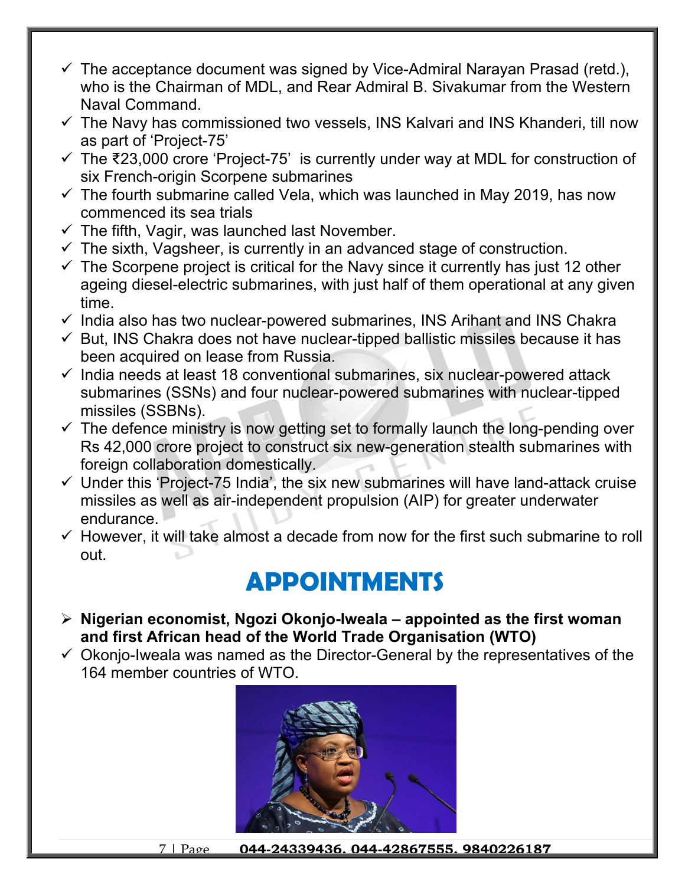- ✓ The acceptance document was signed by Vice-Admiral Narayan Prasad (retd.), who is the Chairman of MDL, and Rear Admiral B. Sivakumar from the Western Naval Command.
- ✓ The Navy has commissioned two vessels, INS Kalvari and INS Khanderi, till now as part of 'Project-75'
- ✓ The ₹23,000 crore 'Project-75' is currently under way at MDL for construction of six French-origin Scorpene submarines
- ✓ The fourth submarine called Vela, which was launched in May 2019, has now commenced its sea trials
- ✓ The fifth, Vagir, was launched last November.
- ✓ The sixth, Vagsheer, is currently in an advanced stage of construction.
- ✓ The Scorpene project is critical for the Navy since it currently has just 12 other ageing diesel-electric submarines, with just half of them operational at any given time.
- ✓ India also has two nuclear-powered submarines, INS Arihant and INS Chakra
- ✓ But, INS Chakra does not have nuclear-tipped ballistic missiles because it has been acquired on lease from Russia.
- ✓ India needs at least 18 conventional submarines, six nuclear-powered attack submarines (SSNs) and four nuclear-powered submarines with nuclear-tipped missiles (SSBNs).
- ✓ The defence ministry is now getting set to formally launch the long-pending over Rs 42,000 crore project to construct six new-generation stealth submarines with foreign collaboration domestically.
- ✓ Under this 'Project-75 India', the six new submarines will have land-attack cruise missiles as well as air-independent propulsion (AIP) for greater underwater endurance.
- ✓ However, it will take almost a decade from now for the first such submarine to roll out.

# APPOINTMENTS

- ➢ **Nigerian economist, Ngozi Okonjo-Iweala – appointed as the first woman and first African head of the World Trade Organisation (WTO)**
- ✓ Okonjo-Iweala was named as the Director-General by the representatives of the 164 member countries of WTO.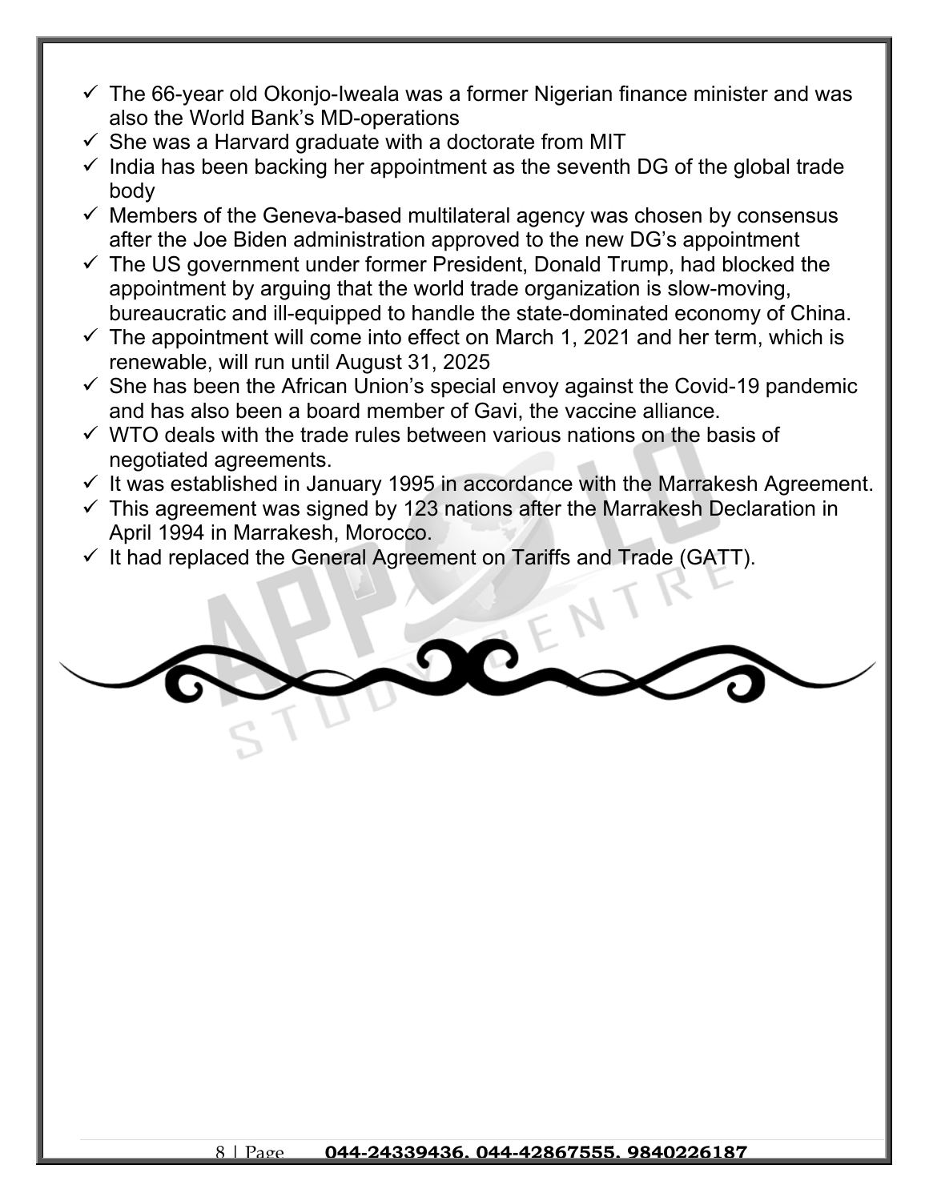- ✓ The 66-year old Okonjo-Iweala was a former Nigerian finance minister and was also the World Bank's MD-operations
- ✓ She was a Harvard graduate with a doctorate from MIT
- ✓ India has been backing her appointment as the seventh DG of the global trade body
- ✓ Members of the Geneva-based multilateral agency was chosen by consensus after the Joe Biden administration approved to the new DG's appointment
- ✓ The US government under former President, Donald Trump, had blocked the appointment by arguing that the world trade organization is slow-moving, bureaucratic and ill-equipped to handle the state-dominated economy of China.
- ✓ The appointment will come into effect on March 1, 2021 and her term, which is renewable, will run until August 31, 2025
- ✓ She has been the African Union's special envoy against the Covid-19 pandemic and has also been a board member of Gavi, the vaccine alliance.
- ✓ WTO deals with the trade rules between various nations on the basis of negotiated agreements.
- ✓ It was established in January 1995 in accordance with the Marrakesh Agreement.
- ✓ This agreement was signed by 123 nations after the Marrakesh Declaration in April 1994 in Marrakesh, Morocco.
- ✓ It had replaced the General Agreement on Tariffs and Trade (GATT).